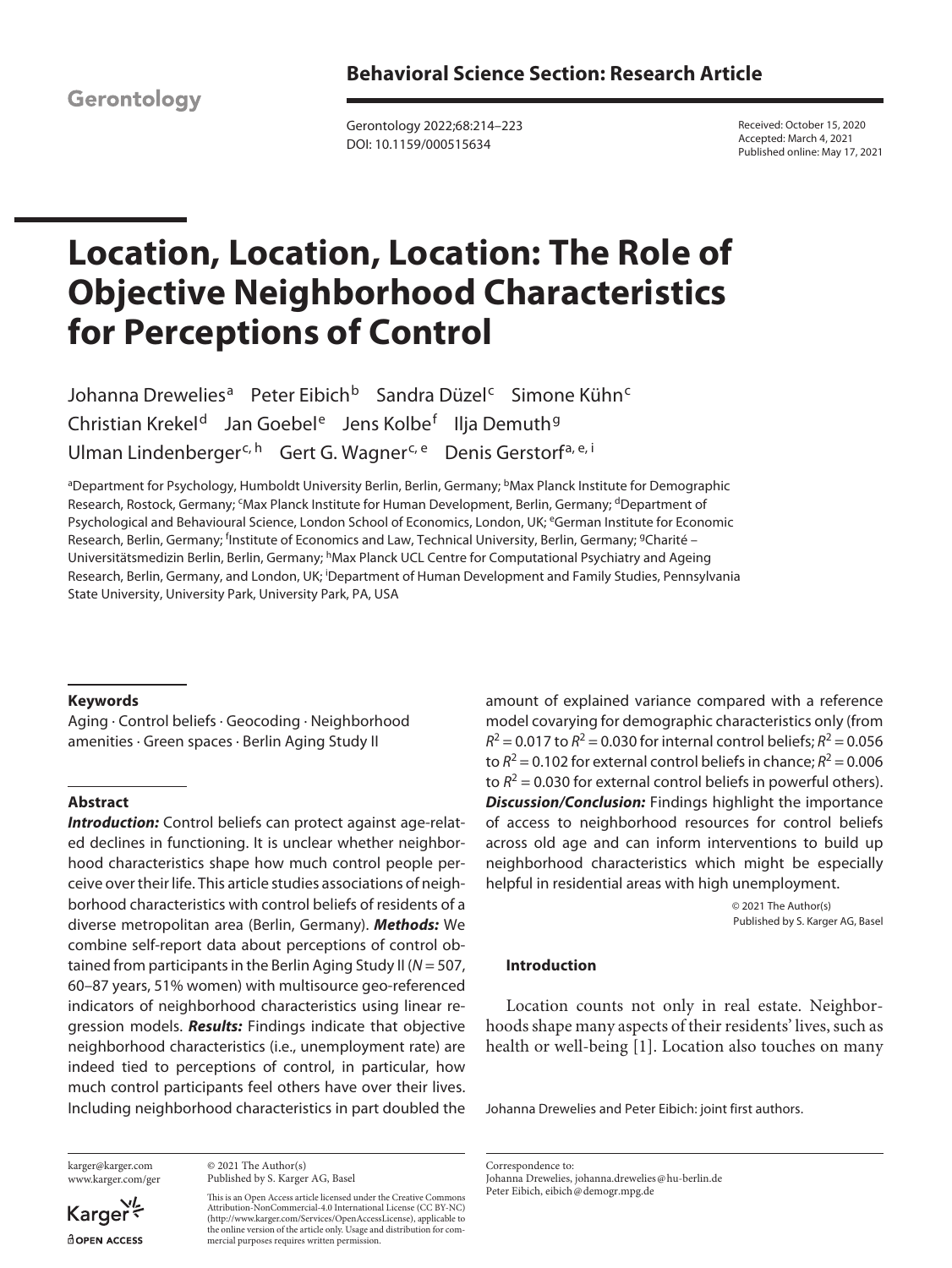Gerontology

**Behavioral Science Section: Research Article**

Gerontology 2022;68:214–223
DOI: 10.1159/000515634

Received: October 15, 2020
Accepted: March 4, 2021
Published online: May 17, 2021

# Location, Location, Location: The Role of Objective Neighborhood Characteristics for Perceptions of Control

Johanna Drewelies[a] Peter Eibich[b] Sandra Düzel[c] Simone Kühn[c] Christian Krekel[d] Jan Goebel[e] Jens Kolbe[f] Ilja Demuth[g] Ulman Lindenberger[c, h] Gert G. Wagner[c, e] Denis Gerstorf[a, e, i]

[a]Department for Psychology, Humboldt University Berlin, Berlin, Germany; [b]Max Planck Institute for Demographic Research, Rostock, Germany; [c]Max Planck Institute for Human Development, Berlin, Germany; [d]Department of Psychological and Behavioural Science, London School of Economics, London, UK; [e]German Institute for Economic Research, Berlin, Germany; [f]Institute of Economics and Law, Technical University, Berlin, Germany; [g]Charité – Universitätsmedizin Berlin, Berlin, Germany; [h]Max Planck UCL Centre for Computational Psychiatry and Ageing Research, Berlin, Germany, and London, UK; [i]Department of Human Development and Family Studies, Pennsylvania State University, University Park, University Park, PA, USA

## Keywords

Aging · Control beliefs · Geocoding · Neighborhood amenities · Green spaces · Berlin Aging Study II

## Abstract

***Introduction:*** Control beliefs can protect against age-related declines in functioning. It is unclear whether neighborhood characteristics shape how much control people perceive over their life. This article studies associations of neighborhood characteristics with control beliefs of residents of a diverse metropolitan area (Berlin, Germany). ***Methods:*** We combine self-report data about perceptions of control obtained from participants in the Berlin Aging Study II ($N = 507$, 60–87 years, 51% women) with multisource geo-referenced indicators of neighborhood characteristics using linear regression models. ***Results:*** Findings indicate that objective neighborhood characteristics (i.e., unemployment rate) are indeed tied to perceptions of control, in particular, how much control participants feel others have over their lives. Including neighborhood characteristics in part doubled the amount of explained variance compared with a reference model covarying for demographic characteristics only (from $R^2 = 0.017$ to $R^2 = 0.030$ for internal control beliefs; $R^2 = 0.056$ to $R^2 = 0.102$ for external control beliefs in chance; $R^2 = 0.006$ to $R^2 = 0.030$ for external control beliefs in powerful others). ***Discussion/Conclusion:*** Findings highlight the importance of access to neighborhood resources for control beliefs across old age and can inform interventions to build up neighborhood characteristics which might be especially helpful in residential areas with high unemployment.

© 2021 The Author(s)
Published by S. Karger AG, Basel

## Introduction

Location counts not only in real estate. Neighborhoods shape many aspects of their residents' lives, such as health or well-being [1]. Location also touches on many

Johanna Drewelies and Peter Eibich: joint first authors.

karger@karger.com
www.karger.com/ger

© 2021 The Author(s)
Published by S. Karger AG, Basel

This is an Open Access article licensed under the Creative Commons Attribution-NonCommercial-4.0 International License (CC BY-NC) (http://www.karger.com/Services/OpenAccessLicense), applicable to the online version of the article only. Usage and distribution for commercial purposes requires written permission.

Correspondence to:
Johanna Drewelies, johanna.drewelies@hu-berlin.de
Peter Eibich, eibich@demogr.mpg.de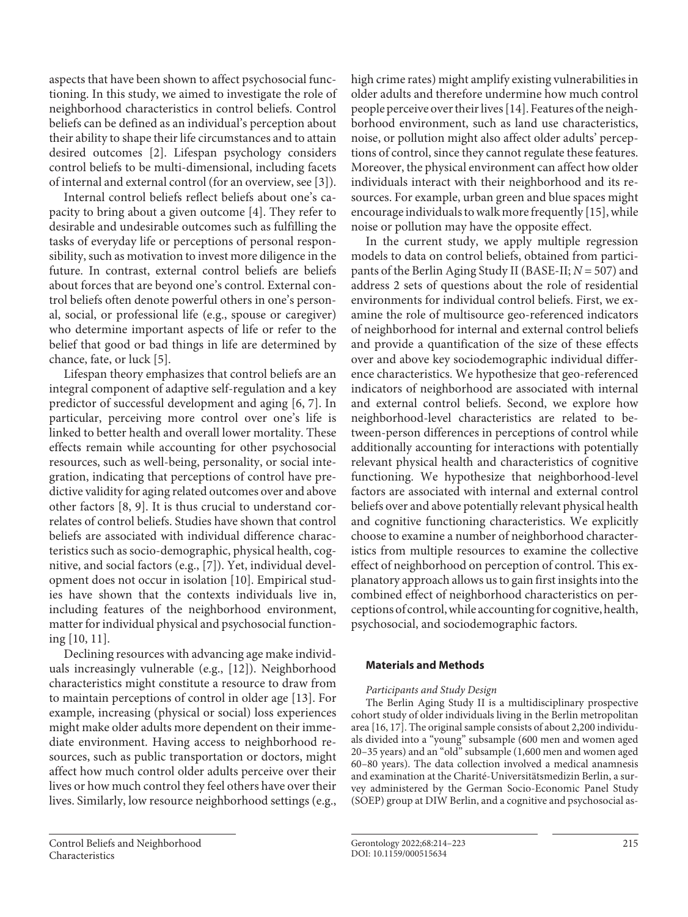aspects that have been shown to affect psychosocial functioning. In this study, we aimed to investigate the role of neighborhood characteristics in control beliefs. Control beliefs can be defined as an individual's perception about their ability to shape their life circumstances and to attain desired outcomes [2]. Lifespan psychology considers control beliefs to be multi-dimensional, including facets of internal and external control (for an overview, see [3]).

Internal control beliefs reflect beliefs about one's capacity to bring about a given outcome [4]. They refer to desirable and undesirable outcomes such as fulfilling the tasks of everyday life or perceptions of personal responsibility, such as motivation to invest more diligence in the future. In contrast, external control beliefs are beliefs about forces that are beyond one's control. External control beliefs often denote powerful others in one's personal, social, or professional life (e.g., spouse or caregiver) who determine important aspects of life or refer to the belief that good or bad things in life are determined by chance, fate, or luck [5].

Lifespan theory emphasizes that control beliefs are an integral component of adaptive self-regulation and a key predictor of successful development and aging [6, 7]. In particular, perceiving more control over one's life is linked to better health and overall lower mortality. These effects remain while accounting for other psychosocial resources, such as well-being, personality, or social integration, indicating that perceptions of control have predictive validity for aging related outcomes over and above other factors [8, 9]. It is thus crucial to understand correlates of control beliefs. Studies have shown that control beliefs are associated with individual difference characteristics such as socio-demographic, physical health, cognitive, and social factors (e.g., [7]). Yet, individual development does not occur in isolation [10]. Empirical studies have shown that the contexts individuals live in, including features of the neighborhood environment, matter for individual physical and psychosocial functioning [10, 11].

Declining resources with advancing age make individuals increasingly vulnerable (e.g., [12]). Neighborhood characteristics might constitute a resource to draw from to maintain perceptions of control in older age [13]. For example, increasing (physical or social) loss experiences might make older adults more dependent on their immediate environment. Having access to neighborhood resources, such as public transportation or doctors, might affect how much control older adults perceive over their lives or how much control they feel others have over their lives. Similarly, low resource neighborhood settings (e.g., high crime rates) might amplify existing vulnerabilities in older adults and therefore undermine how much control people perceive over their lives [14]. Features of the neighborhood environment, such as land use characteristics, noise, or pollution might also affect older adults' perceptions of control, since they cannot regulate these features. Moreover, the physical environment can affect how older individuals interact with their neighborhood and its resources. For example, urban green and blue spaces might encourage individuals to walk more frequently [15], while noise or pollution may have the opposite effect.

In the current study, we apply multiple regression models to data on control beliefs, obtained from participants of the Berlin Aging Study II (BASE-II; $N = 507$) and address 2 sets of questions about the role of residential environments for individual control beliefs. First, we examine the role of multisource geo-referenced indicators of neighborhood for internal and external control beliefs and provide a quantification of the size of these effects over and above key sociodemographic individual difference characteristics. We hypothesize that geo-referenced indicators of neighborhood are associated with internal and external control beliefs. Second, we explore how neighborhood-level characteristics are related to between-person differences in perceptions of control while additionally accounting for interactions with potentially relevant physical health and characteristics of cognitive functioning. We hypothesize that neighborhood-level factors are associated with internal and external control beliefs over and above potentially relevant physical health and cognitive functioning characteristics. We explicitly choose to examine a number of neighborhood characteristics from multiple resources to examine the collective effect of neighborhood on perception of control. This explanatory approach allows us to gain first insights into the combined effect of neighborhood characteristics on perceptions of control, while accounting for cognitive, health, psychosocial, and sociodemographic factors.

## Materials and Methods

### *Participants and Study Design*

The Berlin Aging Study II is a multidisciplinary prospective cohort study of older individuals living in the Berlin metropolitan area [16, 17]. The original sample consists of about 2,200 individuals divided into a "young" subsample (600 men and women aged 20–35 years) and an "old" subsample (1,600 men and women aged 60–80 years). The data collection involved a medical anamnesis and examination at the Charité-Universitätsmedizin Berlin, a survey administered by the German Socio-Economic Panel Study (SOEP) group at DIW Berlin, and a cognitive and psychosocial as-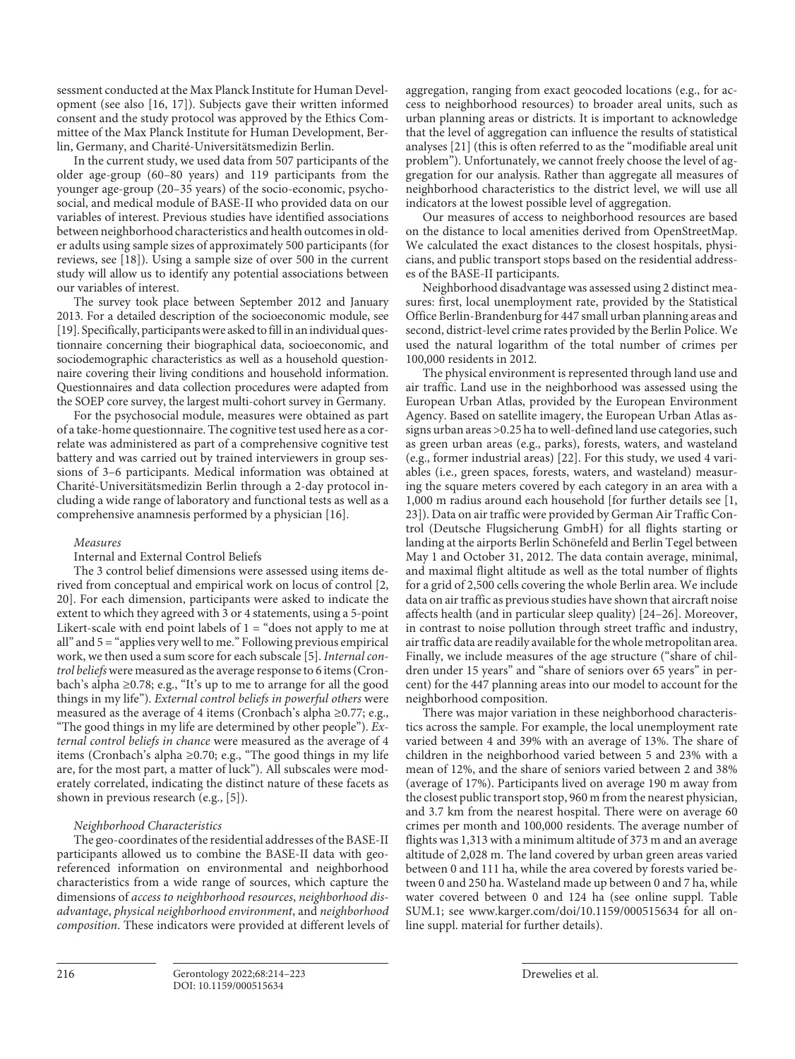sessment conducted at the Max Planck Institute for Human Development (see also [16, 17]). Subjects gave their written informed consent and the study protocol was approved by the Ethics Committee of the Max Planck Institute for Human Development, Berlin, Germany, and Charité-Universitätsmedizin Berlin.

In the current study, we used data from 507 participants of the older age-group (60–80 years) and 119 participants from the younger age-group (20–35 years) of the socio-economic, psychosocial, and medical module of BASE-II who provided data on our variables of interest. Previous studies have identified associations between neighborhood characteristics and health outcomes in older adults using sample sizes of approximately 500 participants (for reviews, see [18]). Using a sample size of over 500 in the current study will allow us to identify any potential associations between our variables of interest.

The survey took place between September 2012 and January 2013. For a detailed description of the socioeconomic module, see [19]. Specifically, participants were asked to fill in an individual questionnaire concerning their biographical data, socioeconomic, and sociodemographic characteristics as well as a household questionnaire covering their living conditions and household information. Questionnaires and data collection procedures were adapted from the SOEP core survey, the largest multi-cohort survey in Germany.

For the psychosocial module, measures were obtained as part of a take-home questionnaire. The cognitive test used here as a correlate was administered as part of a comprehensive cognitive test battery and was carried out by trained interviewers in group sessions of 3–6 participants. Medical information was obtained at Charité-Universitätsmedizin Berlin through a 2-day protocol including a wide range of laboratory and functional tests as well as a comprehensive anamnesis performed by a physician [16].

*Measures*

Internal and External Control Beliefs

The 3 control belief dimensions were assessed using items derived from conceptual and empirical work on locus of control [2, 20]. For each dimension, participants were asked to indicate the extent to which they agreed with 3 or 4 statements, using a 5-point Likert-scale with end point labels of 1 = "does not apply to me at all" and 5 = "applies very well to me." Following previous empirical work, we then used a sum score for each subscale [5]. *Internal control beliefs* were measured as the average response to 6 items (Cronbach's alpha ≥0.78; e.g., "It's up to me to arrange for all the good things in my life"). *External control beliefs in powerful others* were measured as the average of 4 items (Cronbach's alpha ≥0.77; e.g., "The good things in my life are determined by other people"). *External control beliefs in chance* were measured as the average of 4 items (Cronbach's alpha ≥0.70; e.g., "The good things in my life are, for the most part, a matter of luck"). All subscales were moderately correlated, indicating the distinct nature of these facets as shown in previous research (e.g., [5]).

*Neighborhood Characteristics*

The geo-coordinates of the residential addresses of the BASE-II participants allowed us to combine the BASE-II data with geo-referenced information on environmental and neighborhood characteristics from a wide range of sources, which capture the dimensions of *access to neighborhood resources*, *neighborhood disadvantage*, *physical neighborhood environment*, and *neighborhood composition*. These indicators were provided at different levels of aggregation, ranging from exact geocoded locations (e.g., for access to neighborhood resources) to broader areal units, such as urban planning areas or districts. It is important to acknowledge that the level of aggregation can influence the results of statistical analyses [21] (this is often referred to as the "modifiable areal unit problem"). Unfortunately, we cannot freely choose the level of aggregation for our analysis. Rather than aggregate all measures of neighborhood characteristics to the district level, we will use all indicators at the lowest possible level of aggregation.

Our measures of access to neighborhood resources are based on the distance to local amenities derived from OpenStreetMap. We calculated the exact distances to the closest hospitals, physicians, and public transport stops based on the residential addresses of the BASE-II participants.

Neighborhood disadvantage was assessed using 2 distinct measures: first, local unemployment rate, provided by the Statistical Office Berlin-Brandenburg for 447 small urban planning areas and second, district-level crime rates provided by the Berlin Police. We used the natural logarithm of the total number of crimes per 100,000 residents in 2012.

The physical environment is represented through land use and air traffic. Land use in the neighborhood was assessed using the European Urban Atlas, provided by the European Environment Agency. Based on satellite imagery, the European Urban Atlas assigns urban areas >0.25 ha to well-defined land use categories, such as green urban areas (e.g., parks), forests, waters, and wasteland (e.g., former industrial areas) [22]. For this study, we used 4 variables (i.e., green spaces, forests, waters, and wasteland) measuring the square meters covered by each category in an area with a 1,000 m radius around each household [for further details see [1, 23]). Data on air traffic were provided by German Air Traffic Control (Deutsche Flugsicherung GmbH) for all flights starting or landing at the airports Berlin Schönefeld and Berlin Tegel between May 1 and October 31, 2012. The data contain average, minimal, and maximal flight altitude as well as the total number of flights for a grid of 2,500 cells covering the whole Berlin area. We include data on air traffic as previous studies have shown that aircraft noise affects health (and in particular sleep quality) [24–26]. Moreover, in contrast to noise pollution through street traffic and industry, air traffic data are readily available for the whole metropolitan area. Finally, we include measures of the age structure ("share of children under 15 years" and "share of seniors over 65 years" in percent) for the 447 planning areas into our model to account for the neighborhood composition.

There was major variation in these neighborhood characteristics across the sample. For example, the local unemployment rate varied between 4 and 39% with an average of 13%. The share of children in the neighborhood varied between 5 and 23% with a mean of 12%, and the share of seniors varied between 2 and 38% (average of 17%). Participants lived on average 190 m away from the closest public transport stop, 960 m from the nearest physician, and 3.7 km from the nearest hospital. There were on average 60 crimes per month and 100,000 residents. The average number of flights was 1,313 with a minimum altitude of 373 m and an average altitude of 2,028 m. The land covered by urban green areas varied between 0 and 111 ha, while the area covered by forests varied between 0 and 250 ha. Wasteland made up between 0 and 7 ha, while water covered between 0 and 124 ha (see online suppl. Table SUM.1; see www.karger.com/doi/10.1159/000515634 for all online suppl. material for further details).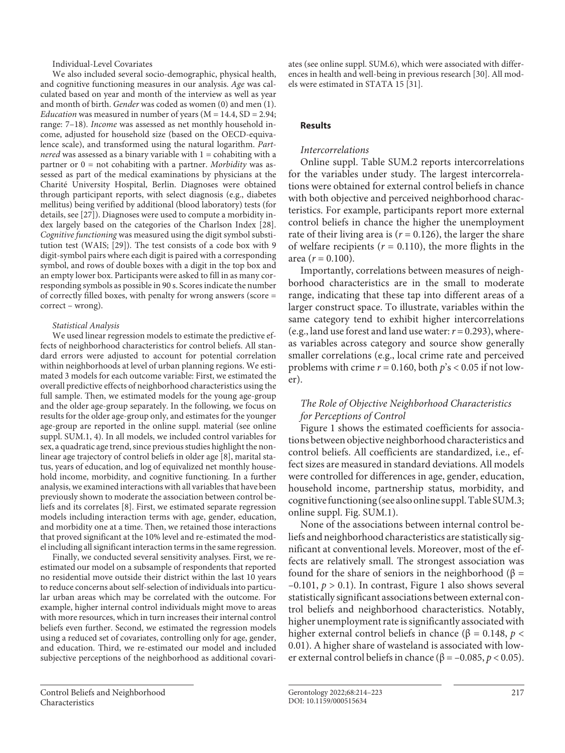Individual-Level Covariates

We also included several socio-demographic, physical health, and cognitive functioning measures in our analysis. *Age* was calculated based on year and month of the interview as well as year and month of birth. *Gender* was coded as women (0) and men (1). *Education* was measured in number of years (M = 14.4, SD = 2.94; range: 7–18). *Income* was assessed as net monthly household income, adjusted for household size (based on the OECD-equivalence scale), and transformed using the natural logarithm. *Partnered* was assessed as a binary variable with 1 = cohabiting with a partner or 0 = not cohabiting with a partner. *Morbidity* was assessed as part of the medical examinations by physicians at the Charité University Hospital, Berlin. Diagnoses were obtained through participant reports, with select diagnosis (e.g., diabetes mellitus) being verified by additional (blood laboratory) tests (for details, see [27]). Diagnoses were used to compute a morbidity index largely based on the categories of the Charlson Index [28]. *Cognitive functioning* was measured using the digit symbol substitution test (WAIS; [29]). The test consists of a code box with 9 digit-symbol pairs where each digit is paired with a corresponding symbol, and rows of double boxes with a digit in the top box and an empty lower box. Participants were asked to fill in as many corresponding symbols as possible in 90 s. Scores indicate the number of correctly filled boxes, with penalty for wrong answers (score = correct – wrong).

*Statistical Analysis*

We used linear regression models to estimate the predictive effects of neighborhood characteristics for control beliefs. All standard errors were adjusted to account for potential correlation within neighborhoods at level of urban planning regions. We estimated 3 models for each outcome variable: First, we estimated the overall predictive effects of neighborhood characteristics using the full sample. Then, we estimated models for the young age-group and the older age-group separately. In the following, we focus on results for the older age-group only, and estimates for the younger age-group are reported in the online suppl. material (see online suppl. SUM.1, 4). In all models, we included control variables for sex, a quadratic age trend, since previous studies highlight the nonlinear age trajectory of control beliefs in older age [8], marital status, years of education, and log of equivalized net monthly household income, morbidity, and cognitive functioning. In a further analysis, we examined interactions with all variables that have been previously shown to moderate the association between control beliefs and its correlates [8]. First, we estimated separate regression models including interaction terms with age, gender, education, and morbidity one at a time. Then, we retained those interactions that proved significant at the 10% level and re-estimated the model including all significant interaction terms in the same regression.

Finally, we conducted several sensitivity analyses. First, we re-estimated our model on a subsample of respondents that reported no residential move outside their district within the last 10 years to reduce concerns about self-selection of individuals into particular urban areas which may be correlated with the outcome. For example, higher internal control individuals might move to areas with more resources, which in turn increases their internal control beliefs even further. Second, we estimated the regression models using a reduced set of covariates, controlling only for age, gender, and education. Third, we re-estimated our model and included subjective perceptions of the neighborhood as additional covariates (see online suppl. SUM.6), which were associated with differences in health and well-being in previous research [30]. All models were estimated in STATA 15 [31].

## Results

*Intercorrelations*

Online suppl. Table SUM.2 reports intercorrelations for the variables under study. The largest intercorrelations were obtained for external control beliefs in chance with both objective and perceived neighborhood characteristics. For example, participants report more external control beliefs in chance the higher the unemployment rate of their living area is ($r = 0.126$), the larger the share of welfare recipients ($r = 0.110$), the more flights in the area ($r = 0.100$).

Importantly, correlations between measures of neighborhood characteristics are in the small to moderate range, indicating that these tap into different areas of a larger construct space. To illustrate, variables within the same category tend to exhibit higher intercorrelations (e.g., land use forest and land use water: $r = 0.293$), whereas variables across category and source show generally smaller correlations (e.g., local crime rate and perceived problems with crime $r = 0.160$, both $p$'s $< 0.05$ if not lower).

*The Role of Objective Neighborhood Characteristics for Perceptions of Control*

Figure 1 shows the estimated coefficients for associations between objective neighborhood characteristics and control beliefs. All coefficients are standardized, i.e., effect sizes are measured in standard deviations. All models were controlled for differences in age, gender, education, household income, partnership status, morbidity, and cognitive functioning (see also online suppl. Table SUM.3; online suppl. Fig. SUM.1).

None of the associations between internal control beliefs and neighborhood characteristics are statistically significant at conventional levels. Moreover, most of the effects are relatively small. The strongest association was found for the share of seniors in the neighborhood ($\beta = -0.101$, $p > 0.1$). In contrast, Figure 1 also shows several statistically significant associations between external control beliefs and neighborhood characteristics. Notably, higher unemployment rate is significantly associated with higher external control beliefs in chance ($\beta = 0.148$, $p < 0.01$). A higher share of wasteland is associated with lower external control beliefs in chance ($\beta = -0.085$, $p < 0.05$).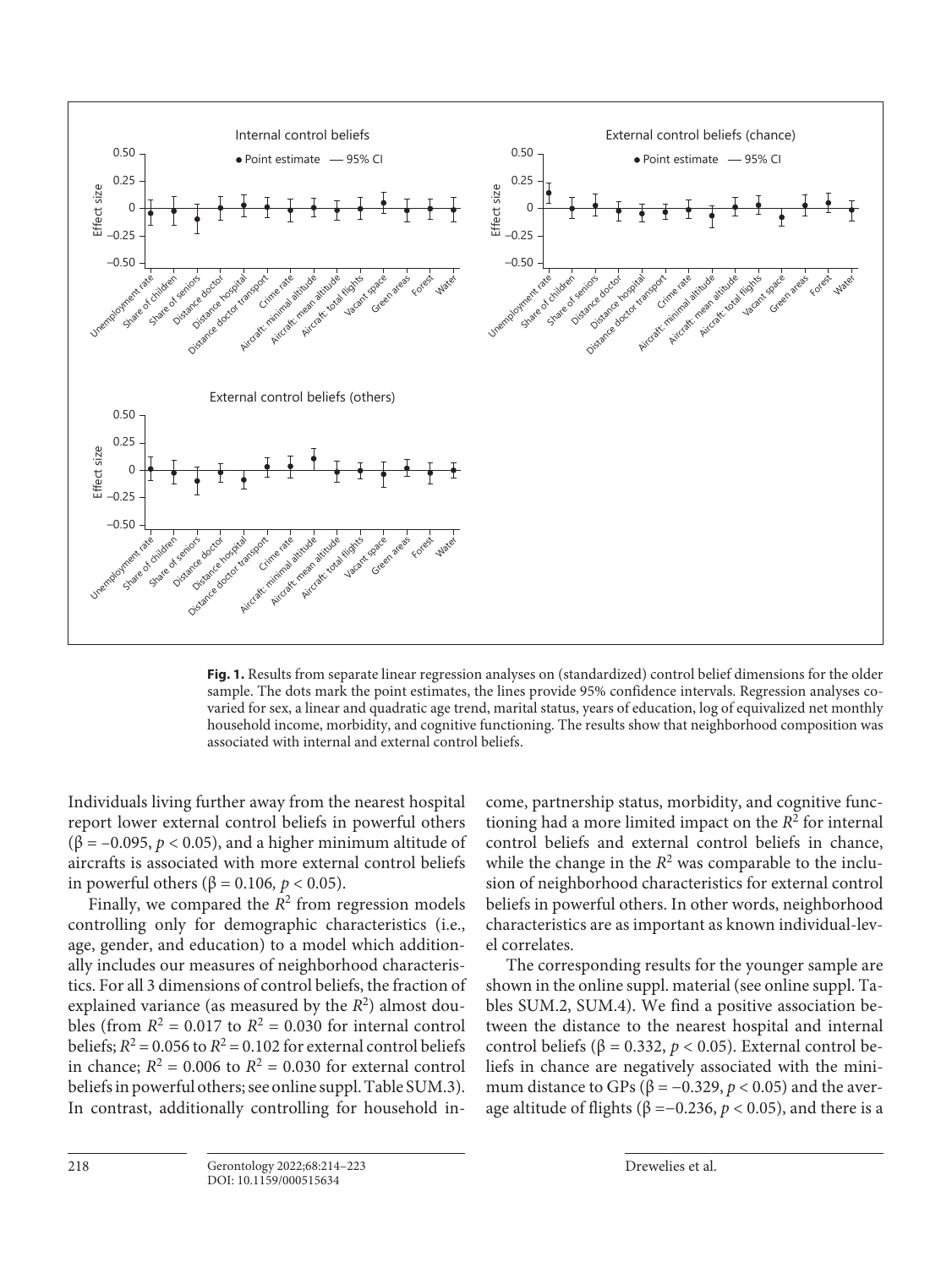**Fig. 1.** Results from separate linear regression analyses on (standardized) control belief dimensions for the older sample. The dots mark the point estimates, the lines provide 95% confidence intervals. Regression analyses covaried for sex, a linear and quadratic age trend, marital status, years of education, log of equivalized net monthly household income, morbidity, and cognitive functioning. The results show that neighborhood composition was associated with internal and external control beliefs.

Individuals living further away from the nearest hospital report lower external control beliefs in powerful others ($\beta = -0.095$, $p < 0.05$), and a higher minimum altitude of aircrafts is associated with more external control beliefs in powerful others ($\beta = 0.106$, $p < 0.05$).

Finally, we compared the $R^2$ from regression models controlling only for demographic characteristics (i.e., age, gender, and education) to a model which additionally includes our measures of neighborhood characteristics. For all 3 dimensions of control beliefs, the fraction of explained variance (as measured by the $R^2$) almost doubles (from $R^2 = 0.017$ to $R^2 = 0.030$ for internal control beliefs; $R^2 = 0.056$ to $R^2 = 0.102$ for external control beliefs in chance; $R^2 = 0.006$ to $R^2 = 0.030$ for external control beliefs in powerful others; see online suppl. Table SUM.3). In contrast, additionally controlling for household income, partnership status, morbidity, and cognitive functioning had a more limited impact on the $R^2$ for internal control beliefs and external control beliefs in chance, while the change in the $R^2$ was comparable to the inclusion of neighborhood characteristics for external control beliefs in powerful others. In other words, neighborhood characteristics are as important as known individual-level correlates.

The corresponding results for the younger sample are shown in the online suppl. material (see online suppl. Tables SUM.2, SUM.4). We find a positive association between the distance to the nearest hospital and internal control beliefs ($\beta = 0.332$, $p < 0.05$). External control beliefs in chance are negatively associated with the minimum distance to GPs ($\beta = -0.329$, $p < 0.05$) and the average altitude of flights ($\beta = -0.236$, $p < 0.05$), and there is a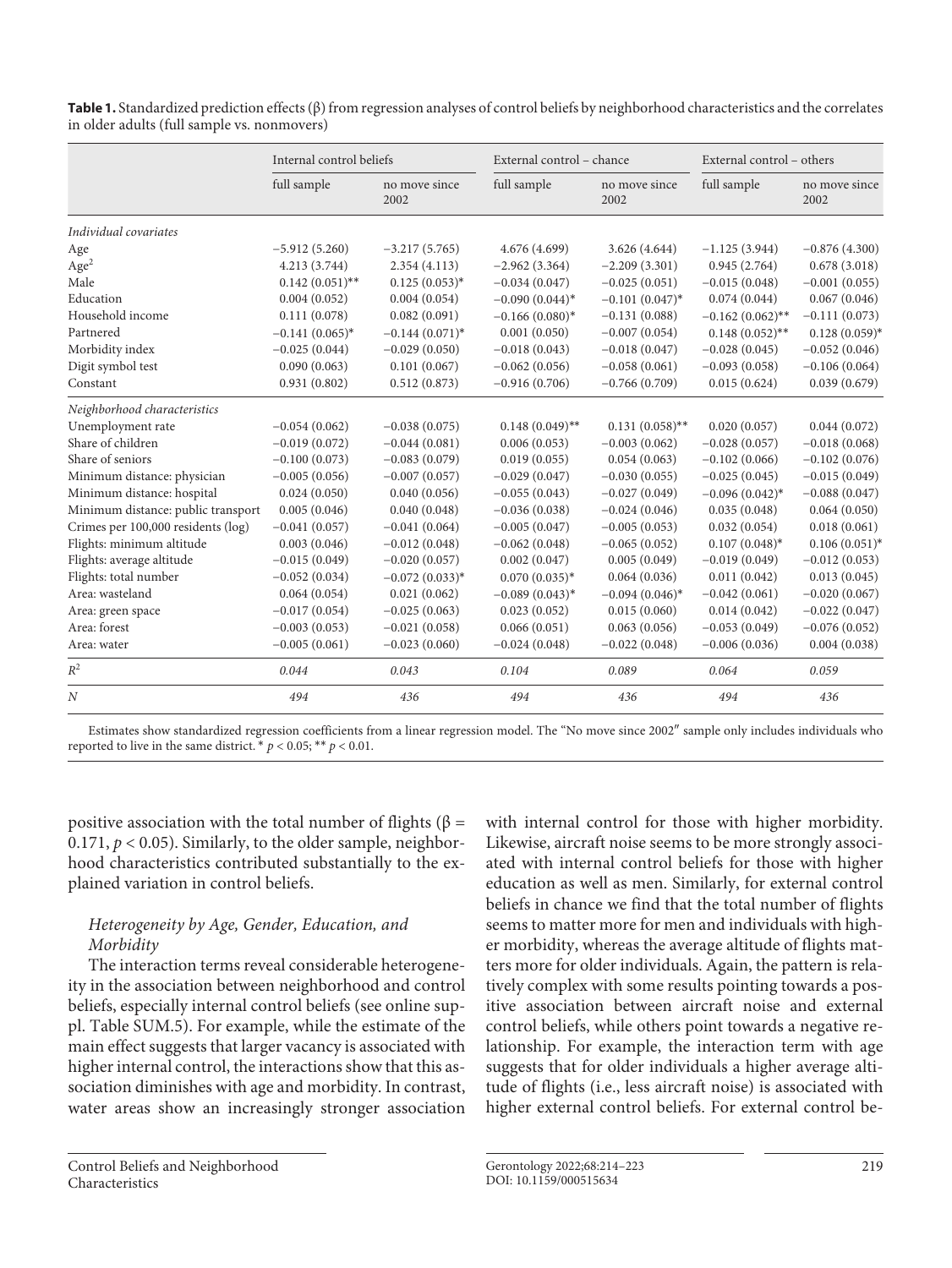**Table 1.** Standardized prediction effects (β) from regression analyses of control beliefs by neighborhood characteristics and the correlates in older adults (full sample vs. nonmovers)

| | Internal control beliefs | | External control – chance | | External control – others | |
|---|---|---|---|---|---|---|
| | full sample | no move since 2002 | full sample | no move since 2002 | full sample | no move since 2002 |
| *Individual covariates* | | | | | | |
| Age | −5.912 (5.260) | −3.217 (5.765) | 4.676 (4.699) | 3.626 (4.644) | −1.125 (3.944) | −0.876 (4.300) |
| $Age^2$ | 4.213 (3.744) | 2.354 (4.113) | −2.962 (3.364) | −2.209 (3.301) | 0.945 (2.764) | 0.678 (3.018) |
| Male | 0.142 (0.051)** | 0.125 (0.053)* | −0.034 (0.047) | −0.025 (0.051) | −0.015 (0.048) | −0.001 (0.055) |
| Education | 0.004 (0.052) | 0.004 (0.054) | −0.090 (0.044)* | −0.101 (0.047)* | 0.074 (0.044) | 0.067 (0.046) |
| Household income | 0.111 (0.078) | 0.082 (0.091) | −0.166 (0.080)* | −0.131 (0.088) | −0.162 (0.062)** | −0.111 (0.073) |
| Partnered | −0.141 (0.065)* | −0.144 (0.071)* | 0.001 (0.050) | −0.007 (0.054) | 0.148 (0.052)** | 0.128 (0.059)* |
| Morbidity index | −0.025 (0.044) | −0.029 (0.050) | −0.018 (0.043) | −0.018 (0.047) | −0.028 (0.045) | −0.052 (0.046) |
| Digit symbol test | 0.090 (0.063) | 0.101 (0.067) | −0.062 (0.056) | −0.058 (0.061) | −0.093 (0.058) | −0.106 (0.064) |
| Constant | 0.931 (0.802) | 0.512 (0.873) | −0.916 (0.706) | −0.766 (0.709) | 0.015 (0.624) | 0.039 (0.679) |
| *Neighborhood characteristics* | | | | | | |
| Unemployment rate | −0.054 (0.062) | −0.038 (0.075) | 0.148 (0.049)** | 0.131 (0.058)** | 0.020 (0.057) | 0.044 (0.072) |
| Share of children | −0.019 (0.072) | −0.044 (0.081) | 0.006 (0.053) | −0.003 (0.062) | −0.028 (0.057) | −0.018 (0.068) |
| Share of seniors | −0.100 (0.073) | −0.083 (0.079) | 0.019 (0.055) | 0.054 (0.063) | −0.102 (0.066) | −0.102 (0.076) |
| Minimum distance: physician | −0.005 (0.056) | −0.007 (0.057) | −0.029 (0.047) | −0.030 (0.055) | −0.025 (0.045) | −0.015 (0.049) |
| Minimum distance: hospital | 0.024 (0.050) | 0.040 (0.056) | −0.055 (0.043) | −0.027 (0.049) | −0.096 (0.042)* | −0.088 (0.047) |
| Minimum distance: public transport | 0.005 (0.046) | 0.040 (0.048) | −0.036 (0.038) | −0.024 (0.046) | 0.035 (0.048) | 0.064 (0.050) |
| Crimes per 100,000 residents (log) | −0.041 (0.057) | −0.041 (0.064) | −0.005 (0.047) | −0.005 (0.053) | 0.032 (0.054) | 0.018 (0.061) |
| Flights: minimum altitude | 0.003 (0.046) | −0.012 (0.048) | −0.062 (0.048) | −0.065 (0.052) | 0.107 (0.048)* | 0.106 (0.051)* |
| Flights: average altitude | −0.015 (0.049) | −0.020 (0.057) | 0.002 (0.047) | 0.005 (0.049) | −0.019 (0.049) | −0.012 (0.053) |
| Flights: total number | −0.052 (0.034) | −0.072 (0.033)* | 0.070 (0.035)* | 0.064 (0.036) | 0.011 (0.042) | 0.013 (0.045) |
| Area: wasteland | 0.064 (0.054) | 0.021 (0.062) | −0.089 (0.043)* | −0.094 (0.046)* | −0.042 (0.061) | −0.020 (0.067) |
| Area: green space | −0.017 (0.054) | −0.025 (0.063) | 0.023 (0.052) | 0.015 (0.060) | 0.014 (0.042) | −0.022 (0.047) |
| Area: forest | −0.003 (0.053) | −0.021 (0.058) | 0.066 (0.051) | 0.063 (0.056) | −0.053 (0.049) | −0.076 (0.052) |
| Area: water | −0.005 (0.061) | −0.023 (0.060) | −0.024 (0.048) | −0.022 (0.048) | −0.006 (0.036) | 0.004 (0.038) |
| $R^2$ | *0.044* | *0.043* | *0.104* | *0.089* | *0.064* | *0.059* |
| *N* | *494* | *436* | *494* | *436* | *494* | *436* |

Estimates show standardized regression coefficients from a linear regression model. The "No move since 2002" sample only includes individuals who reported to live in the same district. * $p < 0.05$; ** $p < 0.01$.

positive association with the total number of flights (β = 0.171, $p < 0.05$). Similarly, to the older sample, neighborhood characteristics contributed substantially to the explained variation in control beliefs.

### *Heterogeneity by Age, Gender, Education, and Morbidity*

The interaction terms reveal considerable heterogeneity in the association between neighborhood and control beliefs, especially internal control beliefs (see online suppl. Table SUM.5). For example, while the estimate of the main effect suggests that larger vacancy is associated with higher internal control, the interactions show that this association diminishes with age and morbidity. In contrast, water areas show an increasingly stronger association with internal control for those with higher morbidity. Likewise, aircraft noise seems to be more strongly associated with internal control beliefs for those with higher education as well as men. Similarly, for external control beliefs in chance we find that the total number of flights seems to matter more for men and individuals with higher morbidity, whereas the average altitude of flights matters more for older individuals. Again, the pattern is relatively complex with some results pointing towards a positive association between aircraft noise and external control beliefs, while others point towards a negative relationship. For example, the interaction term with age suggests that for older individuals a higher average altitude of flights (i.e., less aircraft noise) is associated with higher external control beliefs. For external control be-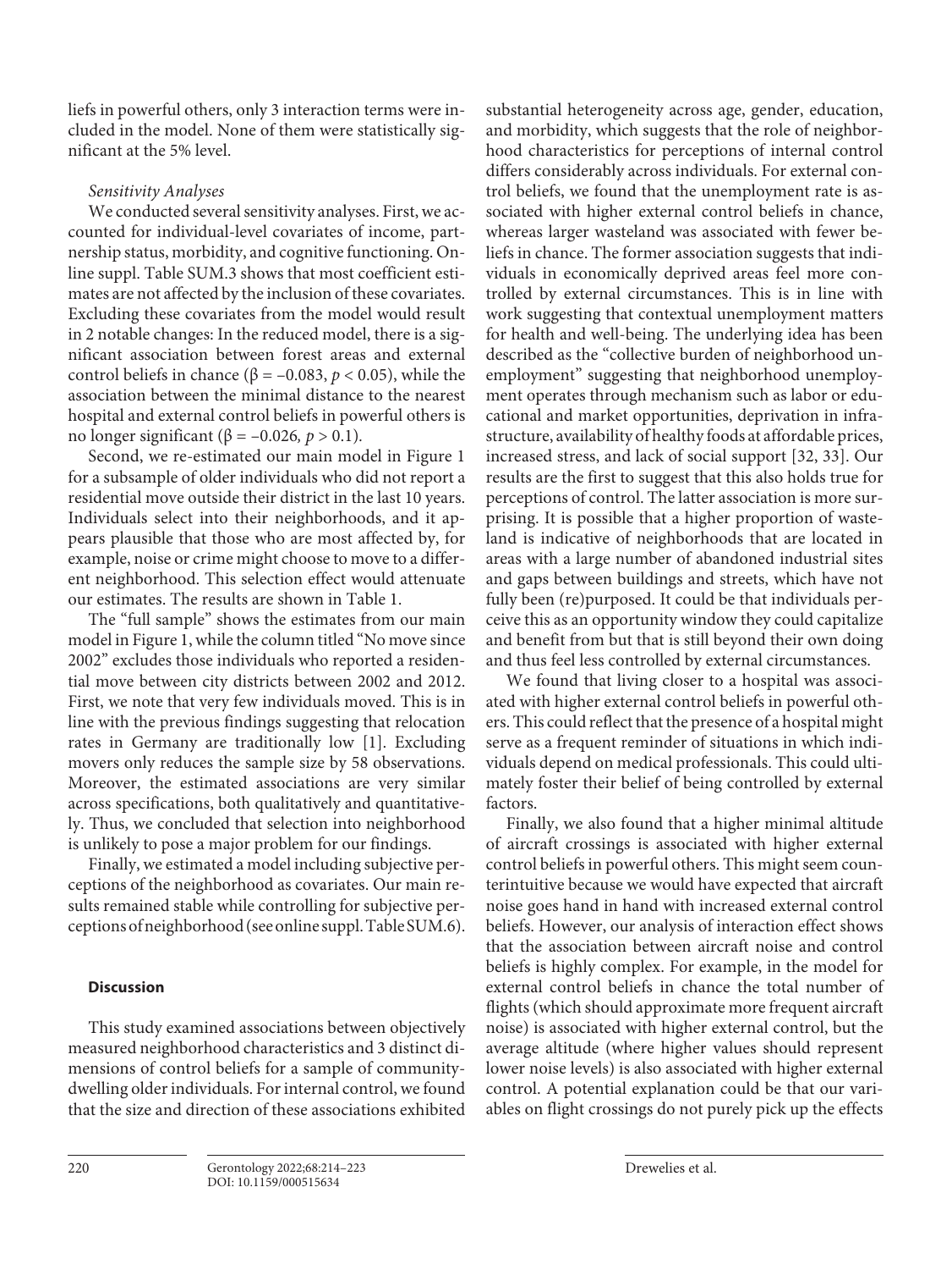liefs in powerful others, only 3 interaction terms were included in the model. None of them were statistically significant at the 5% level.

*Sensitivity Analyses*

We conducted several sensitivity analyses. First, we accounted for individual-level covariates of income, partnership status, morbidity, and cognitive functioning. Online suppl. Table SUM.3 shows that most coefficient estimates are not affected by the inclusion of these covariates. Excluding these covariates from the model would result in 2 notable changes: In the reduced model, there is a significant association between forest areas and external control beliefs in chance ($\beta = -0.083$, $p < 0.05$), while the association between the minimal distance to the nearest hospital and external control beliefs in powerful others is no longer significant ($\beta = -0.026$, $p > 0.1$).

Second, we re-estimated our main model in Figure 1 for a subsample of older individuals who did not report a residential move outside their district in the last 10 years. Individuals select into their neighborhoods, and it appears plausible that those who are most affected by, for example, noise or crime might choose to move to a different neighborhood. This selection effect would attenuate our estimates. The results are shown in Table 1.

The "full sample" shows the estimates from our main model in Figure 1, while the column titled "No move since 2002" excludes those individuals who reported a residential move between city districts between 2002 and 2012. First, we note that very few individuals moved. This is in line with the previous findings suggesting that relocation rates in Germany are traditionally low [1]. Excluding movers only reduces the sample size by 58 observations. Moreover, the estimated associations are very similar across specifications, both qualitatively and quantitatively. Thus, we concluded that selection into neighborhood is unlikely to pose a major problem for our findings.

Finally, we estimated a model including subjective perceptions of the neighborhood as covariates. Our main results remained stable while controlling for subjective perceptions of neighborhood (see online suppl. Table SUM.6).

## Discussion

This study examined associations between objectively measured neighborhood characteristics and 3 distinct dimensions of control beliefs for a sample of community-dwelling older individuals. For internal control, we found that the size and direction of these associations exhibited substantial heterogeneity across age, gender, education, and morbidity, which suggests that the role of neighborhood characteristics for perceptions of internal control differs considerably across individuals. For external control beliefs, we found that the unemployment rate is associated with higher external control beliefs in chance, whereas larger wasteland was associated with fewer beliefs in chance. The former association suggests that individuals in economically deprived areas feel more controlled by external circumstances. This is in line with work suggesting that contextual unemployment matters for health and well-being. The underlying idea has been described as the "collective burden of neighborhood unemployment" suggesting that neighborhood unemployment operates through mechanism such as labor or educational and market opportunities, deprivation in infrastructure, availability of healthy foods at affordable prices, increased stress, and lack of social support [32, 33]. Our results are the first to suggest that this also holds true for perceptions of control. The latter association is more surprising. It is possible that a higher proportion of wasteland is indicative of neighborhoods that are located in areas with a large number of abandoned industrial sites and gaps between buildings and streets, which have not fully been (re)purposed. It could be that individuals perceive this as an opportunity window they could capitalize and benefit from but that is still beyond their own doing and thus feel less controlled by external circumstances.

We found that living closer to a hospital was associated with higher external control beliefs in powerful others. This could reflect that the presence of a hospital might serve as a frequent reminder of situations in which individuals depend on medical professionals. This could ultimately foster their belief of being controlled by external factors.

Finally, we also found that a higher minimal altitude of aircraft crossings is associated with higher external control beliefs in powerful others. This might seem counterintuitive because we would have expected that aircraft noise goes hand in hand with increased external control beliefs. However, our analysis of interaction effect shows that the association between aircraft noise and control beliefs is highly complex. For example, in the model for external control beliefs in chance the total number of flights (which should approximate more frequent aircraft noise) is associated with higher external control, but the average altitude (where higher values should represent lower noise levels) is also associated with higher external control. A potential explanation could be that our variables on flight crossings do not purely pick up the effects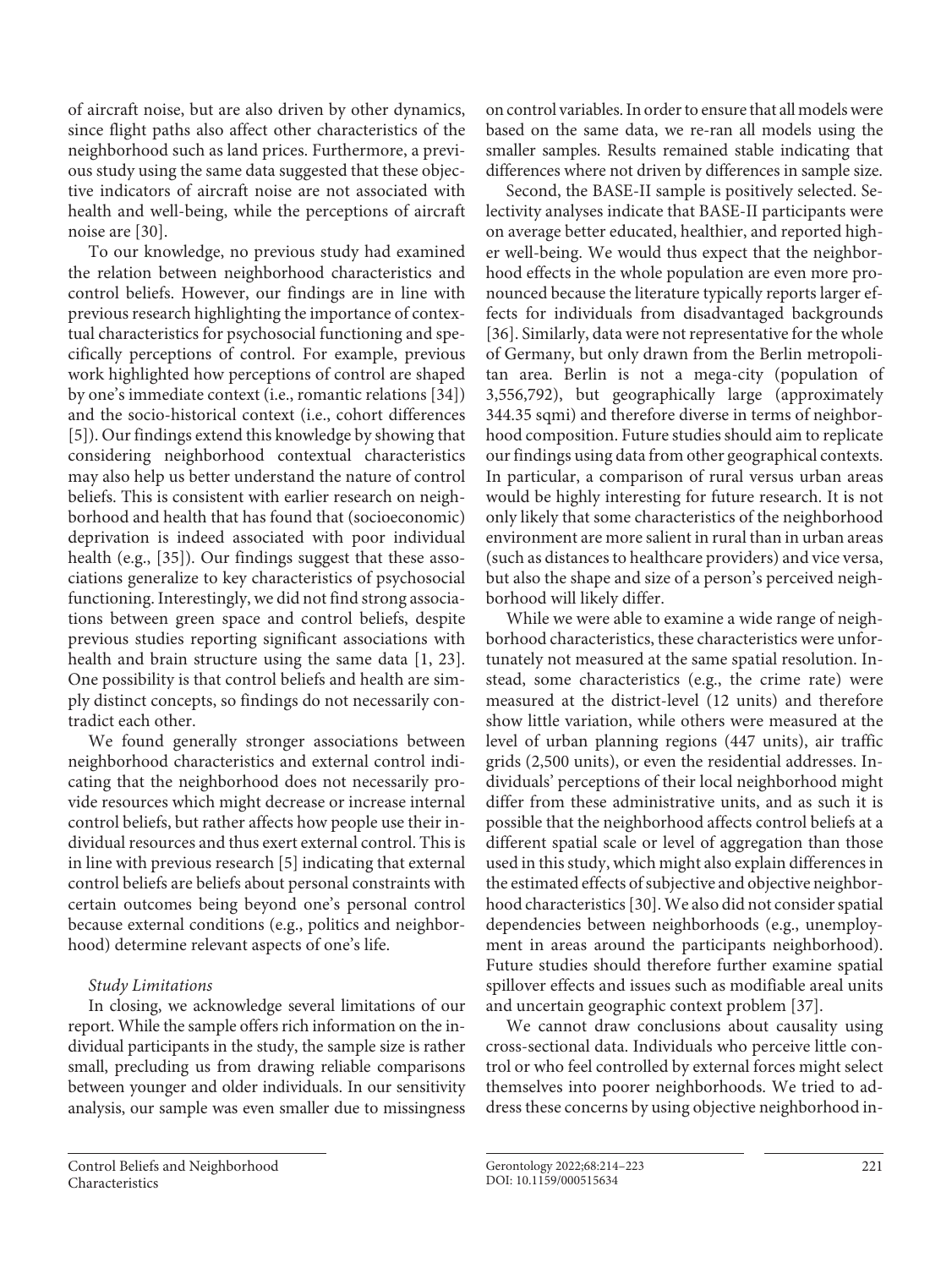of aircraft noise, but are also driven by other dynamics, since flight paths also affect other characteristics of the neighborhood such as land prices. Furthermore, a previous study using the same data suggested that these objective indicators of aircraft noise are not associated with health and well-being, while the perceptions of aircraft noise are [30].

To our knowledge, no previous study had examined the relation between neighborhood characteristics and control beliefs. However, our findings are in line with previous research highlighting the importance of contextual characteristics for psychosocial functioning and specifically perceptions of control. For example, previous work highlighted how perceptions of control are shaped by one's immediate context (i.e., romantic relations [34]) and the socio-historical context (i.e., cohort differences [5]). Our findings extend this knowledge by showing that considering neighborhood contextual characteristics may also help us better understand the nature of control beliefs. This is consistent with earlier research on neighborhood and health that has found that (socioeconomic) deprivation is indeed associated with poor individual health (e.g., [35]). Our findings suggest that these associations generalize to key characteristics of psychosocial functioning. Interestingly, we did not find strong associations between green space and control beliefs, despite previous studies reporting significant associations with health and brain structure using the same data [1, 23]. One possibility is that control beliefs and health are simply distinct concepts, so findings do not necessarily contradict each other.

We found generally stronger associations between neighborhood characteristics and external control indicating that the neighborhood does not necessarily provide resources which might decrease or increase internal control beliefs, but rather affects how people use their individual resources and thus exert external control. This is in line with previous research [5] indicating that external control beliefs are beliefs about personal constraints with certain outcomes being beyond one's personal control because external conditions (e.g., politics and neighborhood) determine relevant aspects of one's life.

*Study Limitations*

In closing, we acknowledge several limitations of our report. While the sample offers rich information on the individual participants in the study, the sample size is rather small, precluding us from drawing reliable comparisons between younger and older individuals. In our sensitivity analysis, our sample was even smaller due to missingness on control variables. In order to ensure that all models were based on the same data, we re-ran all models using the smaller samples. Results remained stable indicating that differences where not driven by differences in sample size.

Second, the BASE-II sample is positively selected. Selectivity analyses indicate that BASE-II participants were on average better educated, healthier, and reported higher well-being. We would thus expect that the neighborhood effects in the whole population are even more pronounced because the literature typically reports larger effects for individuals from disadvantaged backgrounds [36]. Similarly, data were not representative for the whole of Germany, but only drawn from the Berlin metropolitan area. Berlin is not a mega-city (population of 3,556,792), but geographically large (approximately 344.35 sqmi) and therefore diverse in terms of neighborhood composition. Future studies should aim to replicate our findings using data from other geographical contexts. In particular, a comparison of rural versus urban areas would be highly interesting for future research. It is not only likely that some characteristics of the neighborhood environment are more salient in rural than in urban areas (such as distances to healthcare providers) and vice versa, but also the shape and size of a person's perceived neighborhood will likely differ.

While we were able to examine a wide range of neighborhood characteristics, these characteristics were unfortunately not measured at the same spatial resolution. Instead, some characteristics (e.g., the crime rate) were measured at the district-level (12 units) and therefore show little variation, while others were measured at the level of urban planning regions (447 units), air traffic grids (2,500 units), or even the residential addresses. Individuals' perceptions of their local neighborhood might differ from these administrative units, and as such it is possible that the neighborhood affects control beliefs at a different spatial scale or level of aggregation than those used in this study, which might also explain differences in the estimated effects of subjective and objective neighborhood characteristics [30]. We also did not consider spatial dependencies between neighborhoods (e.g., unemployment in areas around the participants neighborhood). Future studies should therefore further examine spatial spillover effects and issues such as modifiable areal units and uncertain geographic context problem [37].

We cannot draw conclusions about causality using cross-sectional data. Individuals who perceive little control or who feel controlled by external forces might select themselves into poorer neighborhoods. We tried to address these concerns by using objective neighborhood in-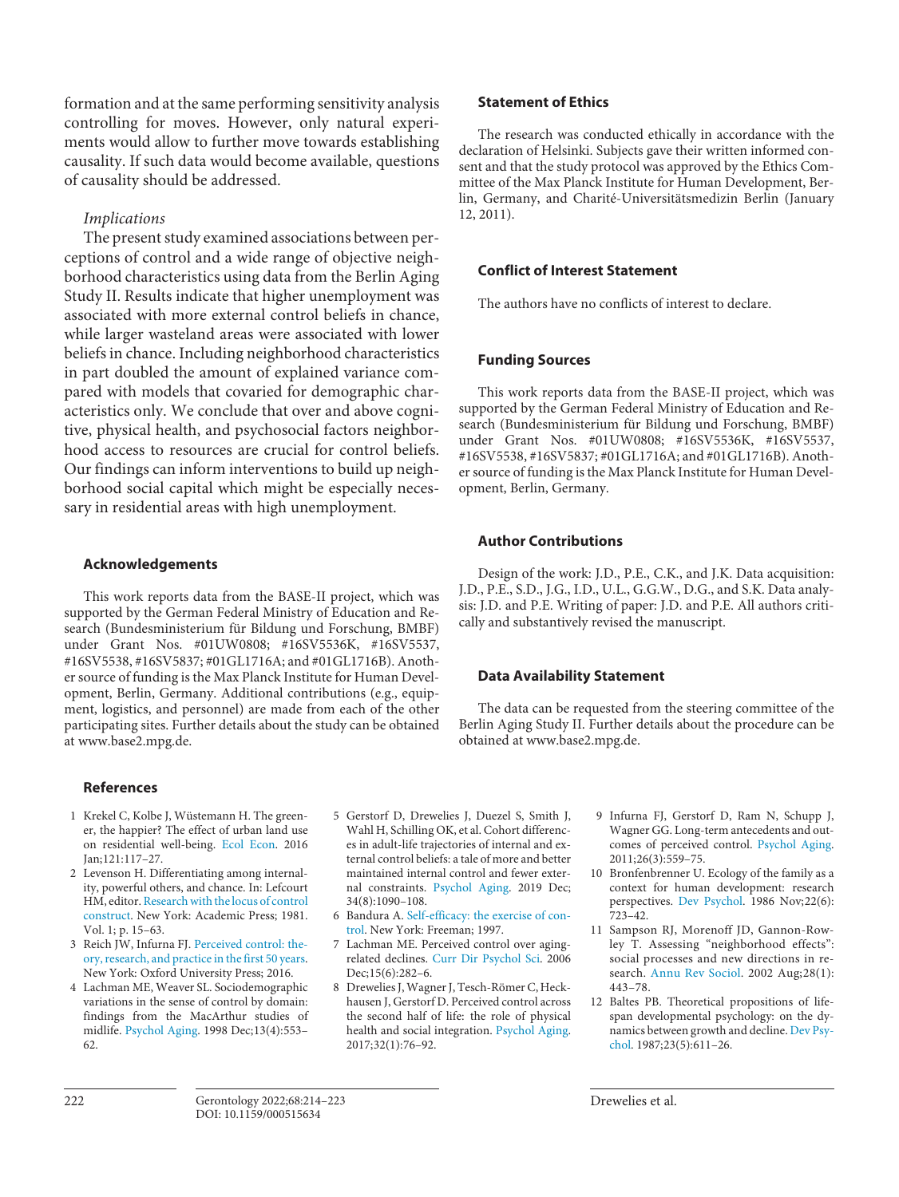formation and at the same performing sensitivity analysis controlling for moves. However, only natural experiments would allow to further move towards establishing causality. If such data would become available, questions of causality should be addressed.

*Implications*

The present study examined associations between perceptions of control and a wide range of objective neighborhood characteristics using data from the Berlin Aging Study II. Results indicate that higher unemployment was associated with more external control beliefs in chance, while larger wasteland areas were associated with lower beliefs in chance. Including neighborhood characteristics in part doubled the amount of explained variance compared with models that covaried for demographic characteristics only. We conclude that over and above cognitive, physical health, and psychosocial factors neighborhood access to resources are crucial for control beliefs. Our findings can inform interventions to build up neighborhood social capital which might be especially necessary in residential areas with high unemployment.

## Acknowledgements

This work reports data from the BASE-II project, which was supported by the German Federal Ministry of Education and Research (Bundesministerium für Bildung und Forschung, BMBF) under Grant Nos. #01UW0808; #16SV5536K, #16SV5537, #16SV5538, #16SV5837; #01GL1716A; and #01GL1716B). Another source of funding is the Max Planck Institute for Human Development, Berlin, Germany. Additional contributions (e.g., equipment, logistics, and personnel) are made from each of the other participating sites. Further details about the study can be obtained at www.base2.mpg.de.

## Statement of Ethics

The research was conducted ethically in accordance with the declaration of Helsinki. Subjects gave their written informed consent and that the study protocol was approved by the Ethics Committee of the Max Planck Institute for Human Development, Berlin, Germany, and Charité-Universitätsmedizin Berlin (January 12, 2011).

## Conflict of Interest Statement

The authors have no conflicts of interest to declare.

## Funding Sources

This work reports data from the BASE-II project, which was supported by the German Federal Ministry of Education and Research (Bundesministerium für Bildung und Forschung, BMBF) under Grant Nos. #01UW0808; #16SV5536K, #16SV5537, #16SV5538, #16SV5837; #01GL1716A; and #01GL1716B). Another source of funding is the Max Planck Institute for Human Development, Berlin, Germany.

## Author Contributions

Design of the work: J.D., P.E., C.K., and J.K. Data acquisition: J.D., P.E., S.D., J.G., I.D., U.L., G.G.W., D.G., and S.K. Data analysis: J.D. and P.E. Writing of paper: J.D. and P.E. All authors critically and substantively revised the manuscript.

## Data Availability Statement

The data can be requested from the steering committee of the Berlin Aging Study II. Further details about the procedure can be obtained at www.base2.mpg.de.

## References

1. Krekel C, Kolbe J, Wüstemann H. The greener, the happier? The effect of urban land use on residential well-being. Ecol Econ. 2016 Jan;121:117–27.
2. Levenson H. Differentiating among internality, powerful others, and chance. In: Lefcourt HM, editor. Research with the locus of control construct. New York: Academic Press; 1981. Vol. 1; p. 15–63.
3. Reich JW, Infurna FJ. Perceived control: theory, research, and practice in the first 50 years. New York: Oxford University Press; 2016.
4. Lachman ME, Weaver SL. Sociodemographic variations in the sense of control by domain: findings from the MacArthur studies of midlife. Psychol Aging. 1998 Dec;13(4):553–62.
5. Gerstorf D, Drewelies J, Duezel S, Smith J, Wahl H, Schilling OK, et al. Cohort differences in adult-life trajectories of internal and external control beliefs: a tale of more and better maintained internal control and fewer external constraints. Psychol Aging. 2019 Dec; 34(8):1090–108.
6. Bandura A. Self-efficacy: the exercise of control. New York: Freeman; 1997.
7. Lachman ME. Perceived control over aging-related declines. Curr Dir Psychol Sci. 2006 Dec;15(6):282–6.
8. Drewelies J, Wagner J, Tesch-Römer C, Heckhausen J, Gerstorf D. Perceived control across the second half of life: the role of physical health and social integration. Psychol Aging. 2017;32(1):76–92.
9. Infurna FJ, Gerstorf D, Ram N, Schupp J, Wagner GG. Long-term antecedents and outcomes of perceived control. Psychol Aging. 2011;26(3):559–75.
10. Bronfenbrenner U. Ecology of the family as a context for human development: research perspectives. Dev Psychol. 1986 Nov;22(6): 723–42.
11. Sampson RJ, Morenoff JD, Gannon-Rowley T. Assessing "neighborhood effects": social processes and new directions in research. Annu Rev Sociol. 2002 Aug;28(1): 443–78.
12. Baltes PB. Theoretical propositions of life-span developmental psychology: on the dynamics between growth and decline. Dev Psychol. 1987;23(5):611–26.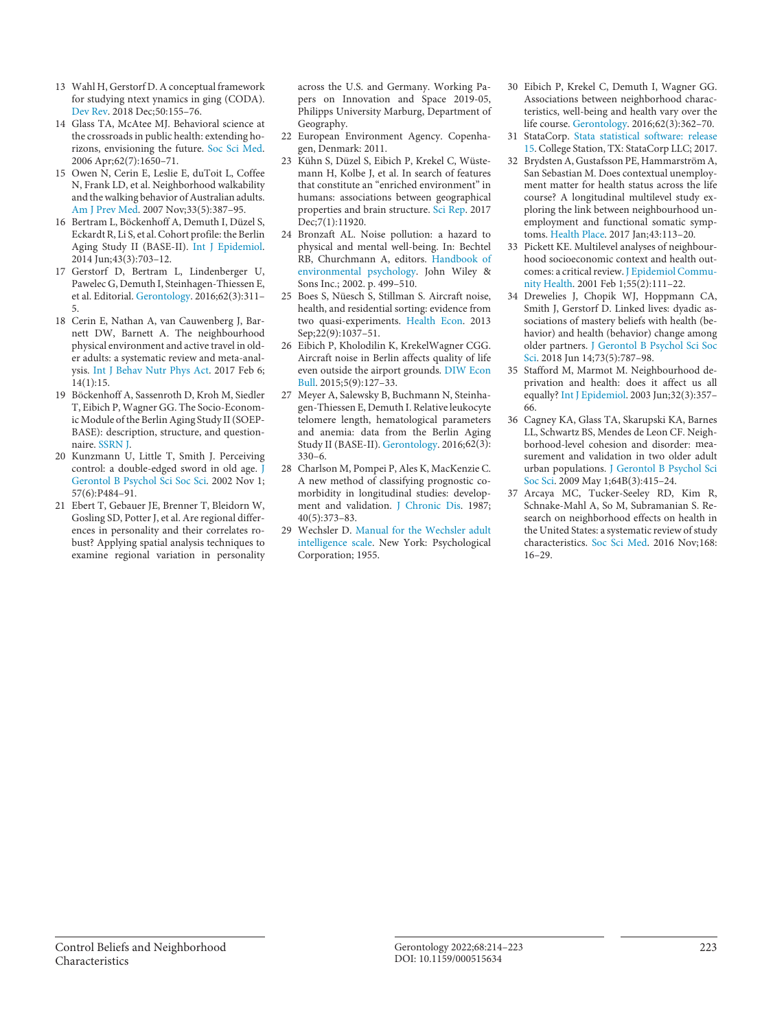13 Wahl H, Gerstorf D. A conceptual framework for studying ntext ynamics in ging (CODA). Dev Rev. 2018 Dec;50:155–76.

14 Glass TA, McAtee MJ. Behavioral science at the crossroads in public health: extending horizons, envisioning the future. Soc Sci Med. 2006 Apr;62(7):1650–71.

15 Owen N, Cerin E, Leslie E, duToit L, Coffee N, Frank LD, et al. Neighborhood walkability and the walking behavior of Australian adults. Am J Prev Med. 2007 Nov;33(5):387–95.

16 Bertram L, Böckenhoff A, Demuth I, Düzel S, Eckardt R, Li S, et al. Cohort profile: the Berlin Aging Study II (BASE-II). Int J Epidemiol. 2014 Jun;43(3):703–12.

17 Gerstorf D, Bertram L, Lindenberger U, Pawelec G, Demuth I, Steinhagen-Thiessen E, et al. Editorial. Gerontology. 2016;62(3):311–5.

18 Cerin E, Nathan A, van Cauwenberg J, Barnett DW, Barnett A. The neighbourhood physical environment and active travel in older adults: a systematic review and meta-analysis. Int J Behav Nutr Phys Act. 2017 Feb 6; 14(1):15.

19 Böckenhoff A, Sassenroth D, Kroh M, Siedler T, Eibich P, Wagner GG. The Socio-Economic Module of the Berlin Aging Study II (SOEP-BASE): description, structure, and questionnaire. SSRN J.

20 Kunzmann U, Little T, Smith J. Perceiving control: a double-edged sword in old age. J Gerontol B Psychol Sci Soc Sci. 2002 Nov 1; 57(6):P484–91.

21 Ebert T, Gebauer JE, Brenner T, Bleidorn W, Gosling SD, Potter J, et al. Are regional differences in personality and their correlates robust? Applying spatial analysis techniques to examine regional variation in personality across the U.S. and Germany. Working Papers on Innovation and Space 2019-05, Philipps University Marburg, Department of Geography.

22 European Environment Agency. Copenhagen, Denmark: 2011.

23 Kühn S, Düzel S, Eibich P, Krekel C, Wüstemann H, Kolbe J, et al. In search of features that constitute an "enriched environment" in humans: associations between geographical properties and brain structure. Sci Rep. 2017 Dec;7(1):11920.

24 Bronzaft AL. Noise pollution: a hazard to physical and mental well-being. In: Bechtel RB, Churchmann A, editors. Handbook of environmental psychology. John Wiley & Sons Inc.; 2002. p. 499–510.

25 Boes S, Nüesch S, Stillman S. Aircraft noise, health, and residential sorting: evidence from two quasi-experiments. Health Econ. 2013 Sep;22(9):1037–51.

26 Eibich P, Kholodilin K, KrekelWagner CGG. Aircraft noise in Berlin affects quality of life even outside the airport grounds. DIW Econ Bull. 2015;5(9):127–33.

27 Meyer A, Salewsky B, Buchmann N, Steinhagen-Thiessen E, Demuth I. Relative leukocyte telomere length, hematological parameters and anemia: data from the Berlin Aging Study II (BASE-II). Gerontology. 2016;62(3): 330–6.

28 Charlson M, Pompei P, Ales K, MacKenzie C. A new method of classifying prognostic comorbidity in longitudinal studies: development and validation. J Chronic Dis. 1987; 40(5):373–83.

29 Wechsler D. Manual for the Wechsler adult intelligence scale. New York: Psychological Corporation; 1955.

30 Eibich P, Krekel C, Demuth I, Wagner GG. Associations between neighborhood characteristics, well-being and health vary over the life course. Gerontology. 2016;62(3):362–70.

31 StataCorp. Stata statistical software: release 15. College Station, TX: StataCorp LLC; 2017.

32 Brydsten A, Gustafsson PE, Hammarström A, San Sebastian M. Does contextual unemployment matter for health status across the life course? A longitudinal multilevel study exploring the link between neighbourhood unemployment and functional somatic symptoms. Health Place. 2017 Jan;43:113–20.

33 Pickett KE. Multilevel analyses of neighbourhood socioeconomic context and health outcomes: a critical review. J Epidemiol Community Health. 2001 Feb 1;55(2):111–22.

34 Drewelies J, Chopik WJ, Hoppmann CA, Smith J, Gerstorf D. Linked lives: dyadic associations of mastery beliefs with health (behavior) and health (behavior) change among older partners. J Gerontol B Psychol Sci Soc Sci. 2018 Jun 14;73(5):787–98.

35 Stafford M, Marmot M. Neighbourhood deprivation and health: does it affect us all equally? Int J Epidemiol. 2003 Jun;32(3):357–66.

36 Cagney KA, Glass TA, Skarupski KA, Barnes LL, Schwartz BS, Mendes de Leon CF. Neighborhood-level cohesion and disorder: measurement and validation in two older adult urban populations. J Gerontol B Psychol Sci Soc Sci. 2009 May 1;64B(3):415–24.

37 Arcaya MC, Tucker-Seeley RD, Kim R, Schnake-Mahl A, So M, Subramanian S. Research on neighborhood effects on health in the United States: a systematic review of study characteristics. Soc Sci Med. 2016 Nov;168: 16–29.